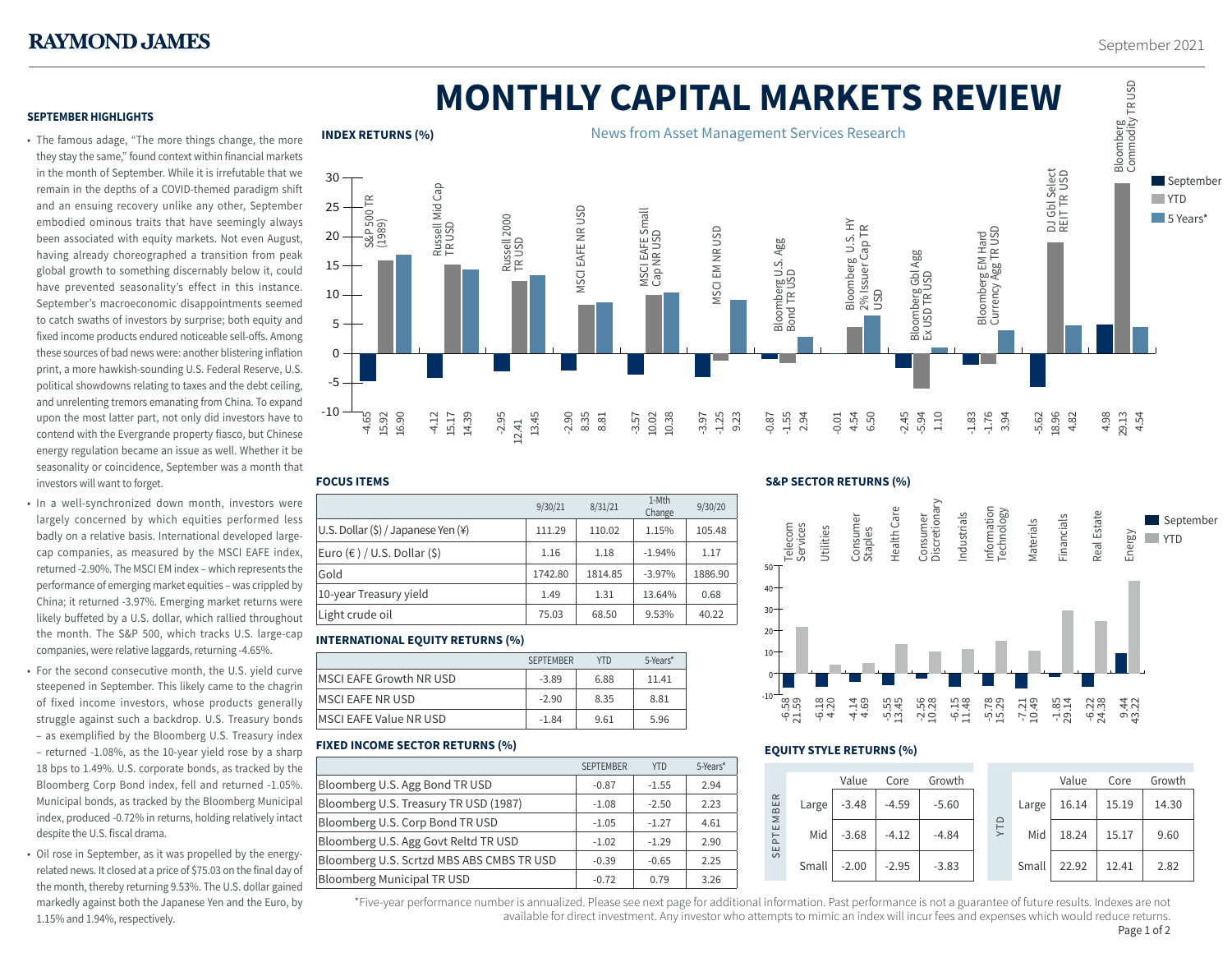**RAYMOND JAMES**

September 2021

# MONTHLY CAPITAL MARKETS REVIEW

News from Asset Management Services Research

## SEPTEMBER HIGHLIGHTS

- The famous adage, "The more things change, the more they stay the same," found context within financial markets in the month of September. While it is irrefutable that we remain in the depths of a COVID-themed paradigm shift and an ensuing recovery unlike any other, September embodied ominous traits that have seemingly always been associated with equity markets. Not even August, having already choreographed a transition from peak global growth to something discernably below it, could have prevented seasonality's effect in this instance. September's macroeconomic disappointments seemed to catch swaths of investors by surprise; both equity and fixed income products endured noticeable sell-offs. Among these sources of bad news were: another blistering inflation print, a more hawkish-sounding U.S. Federal Reserve, U.S. political showdowns relating to taxes and the debt ceiling, and unrelenting tremors emanating from China. To expand upon the most latter part, not only did investors have to contend with the Evergrande property fiasco, but Chinese energy regulation became an issue as well. Whether it be seasonality or coincidence, September was a month that investors will want to forget.
- In a well-synchronized down month, investors were largely concerned by which equities performed less badly on a relative basis. International developed large-cap companies, as measured by the MSCI EAFE index, returned -2.90%. The MSCI EM index – which represents the performance of emerging market equities – was crippled by China; it returned -3.97%. Emerging market returns were likely buffeted by a U.S. dollar, which rallied throughout the month. The S&P 500, which tracks U.S. large-cap companies, were relatively laggards, returning -4.65%.
- For the second consecutive month, the U.S. yield curve steepened in September. This likely came to the chagrin of fixed income investors, whose products generally struggle against such a backdrop. U.S. Treasury bonds – as exemplified by the Bloomberg U.S. Treasury index – returned -1.08%, as the 10-year yield rose by a sharp 18 bps to 1.49%. U.S. corporate bonds, as tracked by the Bloomberg Corp Bond index, fell and returned -1.05%. Municipal bonds, as tracked by the Bloomberg Municipal index, produced -0.72% in returns, holding relatively intact despite the U.S. fiscal drama.
- Oil rose in September, as it was propelled by the energy-related news. It closed at a price of $75.03 on the final day of the month, thereby returning 9.53%. The U.S. dollar gained markedly against both the Japanese Yen and the Euro, by 1.15% and 1.94%, respectively.

## INDEX RETURNS (%)

| Index | September | YTD | 5 Years* |
|---|---|---|---|
| S&P 500 TR (1989) | -4.65 | 15.92 | 16.90 |
| Russell Mid Cap TR USD | -4.12 | 15.17 | 14.39 |
| Russell 2000 TR USD | -2.95 | 12.41 | 13.45 |
| MSCI EAFE NR USD | -2.90 | 8.35 | 8.81 |
| MSCI EAFE Small Cap NR USD | -3.57 | 10.02 | 10.38 |
| MSCI EM NR USD | -3.97 | -1.25 | 9.23 |
| Bloomberg U.S. Agg Bond TR USD | -0.87 | -1.55 | 2.94 |
| Bloomberg U.S. HY 2% Issuer Cap TR USD | -0.01 | 4.54 | 6.50 |
| Bloomberg Gbl Agg Ex USD TR USD | -2.45 | -5.94 | 1.10 |
| Bloomberg EM Hard Currency Agg TR USD | -1.83 | -1.76 | 3.94 |
| DJ Gbl Select REIT TR USD | -5.62 | 18.96 | 4.82 |
| Bloomberg Commodity TR USD | 4.98 | 29.13 | 4.54 |

## FOCUS ITEMS

| | 9/30/21 | 8/31/21 | 1-Mth Change | 9/30/20 |
|---|---|---|---|---|
| U.S. Dollar ($) / Japanese Yen (¥) | 111.29 | 110.02 | 1.15% | 105.48 |
| Euro (€) / U.S. Dollar ($) | 1.16 | 1.18 | -1.94% | 1.17 |
| Gold | 1742.80 | 1814.85 | -3.97% | 1886.90 |
| 10-year Treasury yield | 1.49 | 1.31 | 13.64% | 0.68 |
| Light crude oil | 75.03 | 68.50 | 9.53% | 40.22 |

## INTERNATIONAL EQUITY RETURNS (%)

| | SEPTEMBER | YTD | 5-Years* |
|---|---|---|---|
| MSCI EAFE Growth NR USD | -3.89 | 6.88 | 11.41 |
| MSCI EAFE NR USD | -2.90 | 8.35 | 8.81 |
| MSCI EAFE Value NR USD | -1.84 | 9.61 | 5.96 |

## FIXED INCOME SECTOR RETURNS (%)

| | SEPTEMBER | YTD | 5-Years* |
|---|---|---|---|
| Bloomberg U.S. Agg Bond TR USD | -0.87 | -1.55 | 2.94 |
| Bloomberg U.S. Treasury TR USD (1987) | -1.08 | -2.50 | 2.23 |
| Bloomberg U.S. Corp Bond TR USD | -1.05 | -1.27 | 4.61 |
| Bloomberg U.S. Agg Govt Reltd TR USD | -1.02 | -1.29 | 2.90 |
| Bloomberg U.S. Scrtzd MBS ABS CMBS TR USD | -0.39 | -0.65 | 2.25 |
| Bloomberg Municipal TR USD | -0.72 | 0.79 | 3.26 |

## S&P SECTOR RETURNS (%)

| Sector | September | YTD |
|---|---|---|
| Telecom Services | -6.58 | 21.59 |
| Utilities | -6.18 | 4.20 |
| Consumer Staples | -4.14 | 4.69 |
| Health Care | -5.55 | 13.45 |
| Consumer Discretionary | -2.56 | 10.28 |
| Industrials | -6.15 | 11.48 |
| Information Technology | -5.78 | 15.29 |
| Materials | -7.21 | 10.49 |
| Financials | -1.85 | 29.14 |
| Real Estate | -6.22 | 24.38 |
| Energy | 9.44 | 43.22 |

## EQUITY STYLE RETURNS (%)

**SEPTEMBER**

| | Value | Core | Growth |
|---|---|---|---|
| Large | -3.48 | -4.59 | -5.60 |
| Mid | -3.68 | -4.12 | -4.84 |
| Small | -2.00 | -2.95 | -3.83 |

**YTD**

| | Value | Core | Growth |
|---|---|---|---|
| Large | 16.14 | 15.19 | 14.30 |
| Mid | 18.24 | 15.17 | 9.60 |
| Small | 22.92 | 12.41 | 2.82 |

*Five-year performance number is annualized. Please see next page for additional information. Past performance is not a guarantee of future results. Indexes are not available for direct investment. Any investor who attempts to mimic an index will incur fees and expenses which would reduce returns.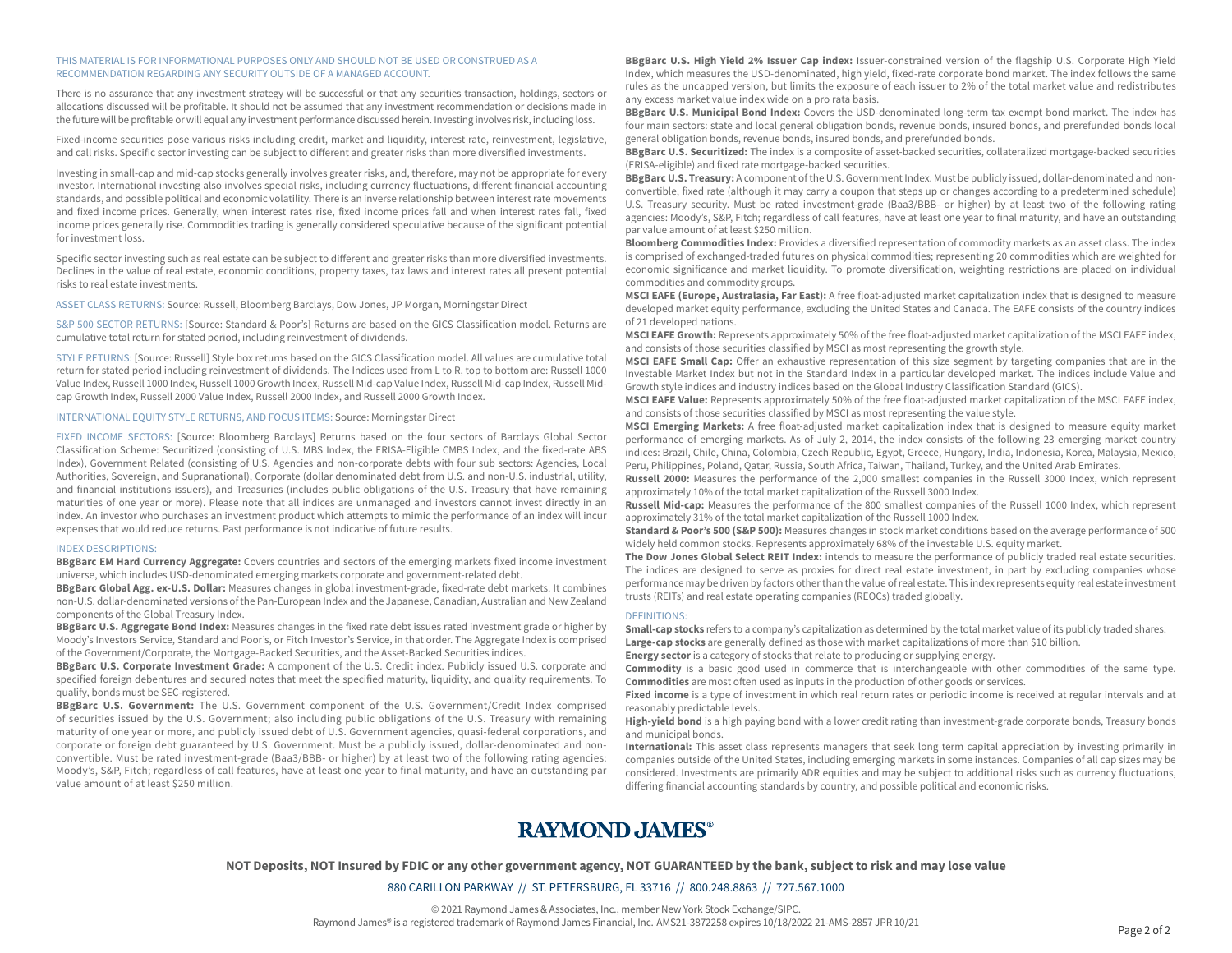THIS MATERIAL IS FOR INFORMATIONAL PURPOSES ONLY AND SHOULD NOT BE USED OR CONSTRUED AS A RECOMMENDATION REGARDING ANY SECURITY OUTSIDE OF A MANAGED ACCOUNT.

There is no assurance that any investment strategy will be successful or that any securities transaction, holdings, sectors or allocations discussed will be profitable. It should not be assumed that any investment recommendation or decisions made in the future will be profitable or will equal any investment performance discussed herein. Investing involves risk, including loss.

Fixed-income securities pose various risks including credit, market and liquidity, interest rate, reinvestment, legislative, and call risks. Specific sector investing can be subject to different and greater risks than more diversified investments.

Investing in small-cap and mid-cap stocks generally involves greater risks, and, therefore, may not be appropriate for every investor. International investing also involves special risks, including currency fluctuations, different financial accounting standards, and possible political and economic volatility. There is an inverse relationship between interest rate movements and fixed income prices. Generally, when interest rates rise, fixed income prices fall and when interest rates fall, fixed income prices generally rise. Commodities trading is generally considered speculative because of the significant potential for investment loss.

Specific sector investing such as real estate can be subject to different and greater risks than more diversified investments. Declines in the value of real estate, economic conditions, property taxes, tax laws and interest rates all present potential risks to real estate investments.

ASSET CLASS RETURNS: Source: Russell, Bloomberg Barclays, Dow Jones, JP Morgan, Morningstar Direct

S&P 500 SECTOR RETURNS: [Source: Standard & Poor's] Returns are based on the GICS Classification model. Returns are cumulative total return for stated period, including reinvestment of dividends.

STYLE RETURNS: [Source: Russell] Style box returns based on the GICS Classification model. All values are cumulative total return for stated period including reinvestment of dividends. The Indices used from L to R, top to bottom are: Russell 1000 Value Index, Russell 1000 Index, Russell 1000 Growth Index, Russell Mid-cap Value Index, Russell Mid-cap Index, Russell Mid-cap Growth Index, Russell 2000 Value Index, Russell 2000 Index, and Russell 2000 Growth Index.

INTERNATIONAL EQUITY STYLE RETURNS, AND FOCUS ITEMS: Source: Morningstar Direct

FIXED INCOME SECTORS: [Source: Bloomberg Barclays] Returns based on the four sectors of Barclays Global Sector Classification Scheme: Securitized (consisting of U.S. MBS Index, the ERISA-Eligible CMBS Index, and the fixed-rate ABS Index), Government Related (consisting of U.S. Agencies and non-corporate debts with four sub sectors: Agencies, Local Authorities, Sovereign, and Supranational), Corporate (dollar denominated debt from U.S. and non-U.S. industrial, utility, and financial institutions issuers), and Treasuries (includes public obligations of the U.S. Treasury that have remaining maturities of one year or more). Please note that all indices are unmanaged and investors cannot invest directly in an index. An investor who purchases an investment product which attempts to mimic the performance of an index will incur expenses that would reduce returns. Past performance is not indicative of future results.

## INDEX DESCRIPTIONS:

**BBgBarc EM Hard Currency Aggregate:** Covers countries and sectors of the emerging markets fixed income investment universe, which includes USD-denominated emerging markets corporate and government-related debt.

**BBgBarc Global Agg. ex-U.S. Dollar:** Measures changes in global investment-grade, fixed-rate debt markets. It combines non-U.S. dollar-denominated versions of the Pan-European Index and the Japanese, Canadian, Australian and New Zealand components of the Global Treasury Index.

**BBgBarc U.S. Aggregate Bond Index:** Measures changes in the fixed rate debt issues rated investment grade or higher by Moody's Investors Service, Standard and Poor's, or Fitch Investor's Service, in that order. The Aggregate Index is comprised of the Government/Corporate, the Mortgage-Backed Securities, and the Asset-Backed Securities indices.

**BBgBarc U.S. Corporate Investment Grade:** A component of the U.S. Credit index. Publicly issued U.S. corporate and specified foreign debentures and secured notes that meet the specified maturity, liquidity, and quality requirements. To qualify, bonds must be SEC-registered.

**BBgBarc U.S. Government:** The U.S. Government component of the U.S. Government/Credit Index comprised of securities issued by the U.S. Government; also including public obligations of the U.S. Treasury with remaining maturity of one year or more, and publicly issued debt of U.S. Government agencies, quasi-federal corporations, and corporate or foreign debt guaranteed by U.S. Government. Must be a publicly issued, dollar-denominated and non-convertible. Must be rated investment-grade (Baa3/BBB- or higher) by at least two of the following rating agencies: Moody's, S&P, Fitch; regardless of call features, have at least one year to final maturity, and have an outstanding par value amount of at least $250 million.

**BBgBarc U.S. High Yield 2% Issuer Cap index:** Issuer-constrained version of the flagship U.S. Corporate High Yield Index, which measures the USD-denominated, high yield, fixed-rate corporate bond market. The index follows the same rules as the uncapped version, but limits the exposure of each issuer to 2% of the total market value and redistributes any excess market value index wide on a pro rata basis.

**BBgBarc U.S. Municipal Bond Index:** Covers the USD-denominated long-term tax exempt bond market. The index has four main sectors: state and local general obligation bonds, revenue bonds, insured bonds, and prerefunded bonds local general obligation bonds, revenue bonds, insured bonds, and prerefunded bonds.

**BBgBarc U.S. Securitized:** The index is a composite of asset-backed securities, collateralized mortgage-backed securities (ERISA-eligible) and fixed rate mortgage-backed securities.

**BBgBarc U.S. Treasury:** A component of the U.S. Government Index. Must be publicly issued, dollar-denominated and non-convertible, fixed rate (although it may carry a coupon that steps up or changes according to a predetermined schedule) U.S. Treasury security. Must be rated investment-grade (Baa3/BBB- or higher) by at least two of the following rating agencies: Moody's, S&P, Fitch; regardless of call features, have at least one year to final maturity, and have an outstanding par value amount of at least $250 million.

**Bloomberg Commodities Index:** Provides a diversified representation of commodity markets as an asset class. The index is comprised of exchanged-traded futures on physical commodities; representing 20 commodities which are weighted for economic significance and market liquidity. To promote diversification, weighting restrictions are placed on individual commodities and commodity groups.

**MSCI EAFE (Europe, Australasia, Far East):** A free float-adjusted market capitalization index that is designed to measure developed market equity performance, excluding the United States and Canada. The EAFE consists of the country indices of 21 developed nations.

**MSCI EAFE Growth:** Represents approximately 50% of the free float-adjusted market capitalization of the MSCI EAFE index, and consists of those securities classified by MSCI as most representing the growth style.

**MSCI EAFE Small Cap:** Offer an exhaustive representation of this size segment by targeting companies that are in the Investable Market Index but not in the Standard Index in a particular developed market. The indices include Value and Growth style indices and industry indices based on the Global Industry Classification Standard (GICS).

**MSCI EAFE Value:** Represents approximately 50% of the free float-adjusted market capitalization of the MSCI EAFE index, and consists of those securities classified by MSCI as most representing the value style.

**MSCI Emerging Markets:** A free float-adjusted market capitalization index that is designed to measure equity market performance of emerging markets. As of July 2, 2014, the index consists of the following 23 emerging market country indices: Brazil, Chile, China, Colombia, Czech Republic, Egypt, Greece, Hungary, India, Indonesia, Korea, Malaysia, Mexico, Peru, Philippines, Poland, Qatar, Russia, South Africa, Taiwan, Thailand, Turkey, and the United Arab Emirates.

**Russell 2000:** Measures the performance of the 2,000 smallest companies in the Russell 3000 Index, which represent approximately 10% of the total market capitalization of the Russell 3000 Index.

**Russell Mid-cap:** Measures the performance of the 800 smallest companies of the Russell 1000 Index, which represent approximately 31% of the total market capitalization of the Russell 1000 Index.

**Standard & Poor's 500 (S&P 500):** Measures changes in stock market conditions based on the average performance of 500 widely held common stocks. Represents approximately 68% of the investable U.S. equity market.

**The Dow Jones Global Select REIT Index:** intends to measure the performance of publicly traded real estate securities. The indices are designed to serve as proxies for direct real estate investment, in part by excluding companies whose performance may be driven by factors other than the value of real estate. This index represents equity real estate investment trusts (REITs) and real estate operating companies (REOCs) traded globally.

## DEFINITIONS:

**Small-cap stocks** refers to a company's capitalization as determined by the total market value of its publicly traded shares.

**Large-cap stocks** are generally defined as those with market capitalizations of more than $10 billion.

**Energy sector** is a category of stocks that relate to producing or supplying energy.

**Commodity** is a basic good used in commerce that is interchangeable with other commodities of the same type. **Commodities** are most often used as inputs in the production of other goods or services.

**Fixed income** is a type of investment in which real return rates or periodic income is received at regular intervals and at reasonably predictable levels.

**High-yield bond** is a high paying bond with a lower credit rating than investment-grade corporate bonds, Treasury bonds and municipal bonds.

**International:** This asset class represents managers that seek long term capital appreciation by investing primarily in companies outside of the United States, including emerging markets in some instances. Companies of all cap sizes may be considered. Investments are primarily ADR equities and may be subject to additional risks such as currency fluctuations, differing financial accounting standards by country, and possible political and economic risks.

**RAYMOND JAMES®**

**NOT Deposits, NOT Insured by FDIC or any other government agency, NOT GUARANTEED by the bank, subject to risk and may lose value**

880 CARILLON PARKWAY // ST. PETERSBURG, FL 33716 // 800.248.8863 // 727.567.1000

© 2021 Raymond James & Associates, Inc., member New York Stock Exchange/SIPC.

Raymond James® is a registered trademark of Raymond James Financial, Inc. AMS21-3872258 expires 10/18/2022 21-AMS-2857 JPR 10/21